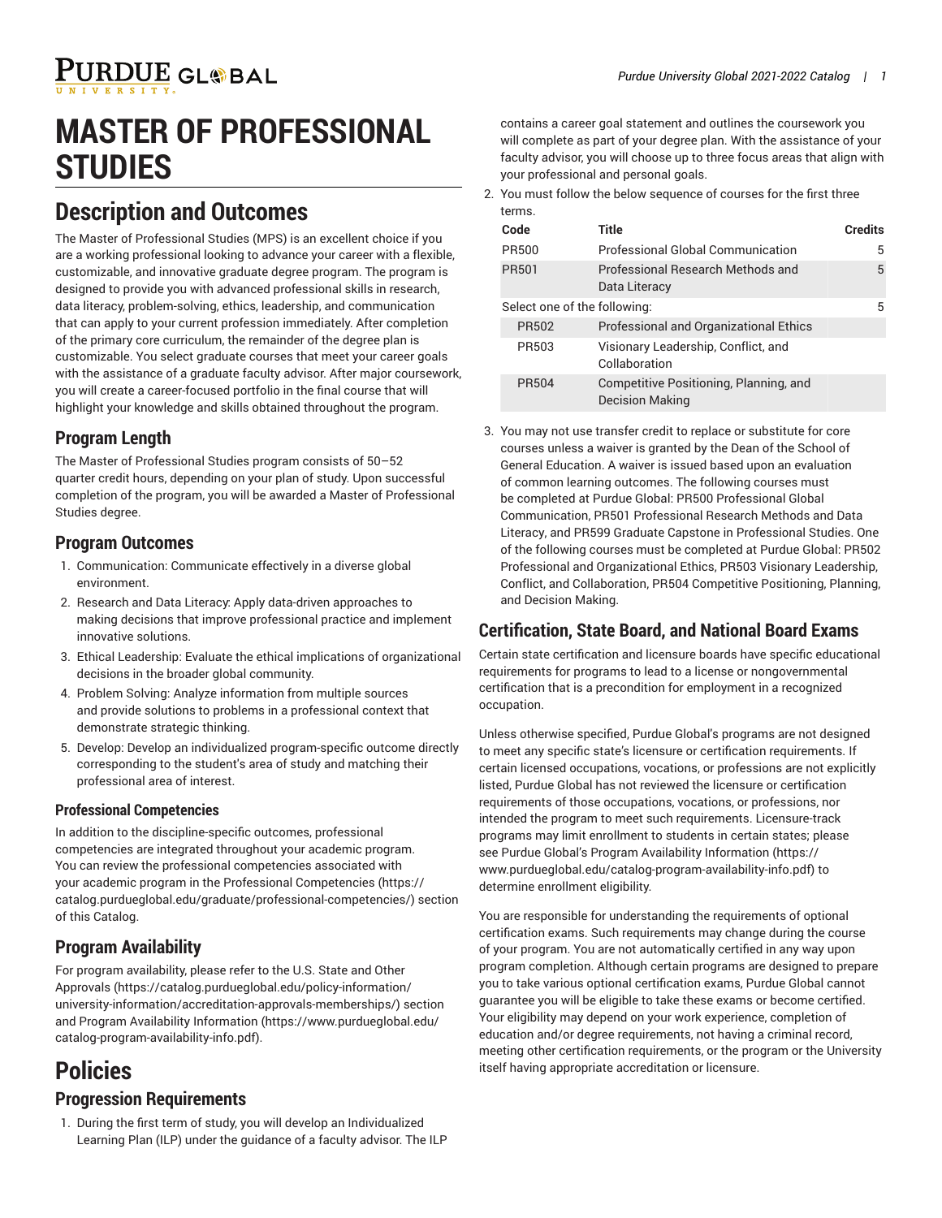# MASTER OF PROFESSIONAL STUDIES

## Description and Outcomes

The Master of Professional Studies (MPS) is an excellent choice if you are a working professional looking to advance your career with a flexible, customizable, and innovative graduate degree program. The program is designed to provide you with advanced professional skills in research, data literacy, problem-solving, ethics, leadership, and communication that can apply to your current profession immediately. After completion of the primary core curriculum, the remainder of the degree plan is customizable. You select graduate courses that meet your career goals with the assistance of a graduate faculty advisor. After major coursework, you will create a career-focused portfolio in the final course that will highlight your knowledge and skills obtained throughout the program.

### Program Length

The Master of Professional Studies program consists of 50–52 quarter credit hours, depending on your plan of study. Upon successful completion of the program, you will be awarded a Master of Professional Studies degree.

### Program Outcomes

1. Communication: Communicate effectively in a diverse global environment.
2. Research and Data Literacy: Apply data-driven approaches to making decisions that improve professional practice and implement innovative solutions.
3. Ethical Leadership: Evaluate the ethical implications of organizational decisions in the broader global community.
4. Problem Solving: Analyze information from multiple sources and provide solutions to problems in a professional context that demonstrate strategic thinking.
5. Develop: Develop an individualized program-specific outcome directly corresponding to the student's area of study and matching their professional area of interest.

#### Professional Competencies

In addition to the discipline-specific outcomes, professional competencies are integrated throughout your academic program. You can review the professional competencies associated with your academic program in the Professional Competencies (https://catalog.purdueglobal.edu/graduate/professional-competencies/) section of this Catalog.

### Program Availability

For program availability, please refer to the U.S. State and Other Approvals (https://catalog.purdueglobal.edu/policy-information/university-information/accreditation-approvals-memberships/) section and Program Availability Information (https://www.purdueglobal.edu/catalog-program-availability-info.pdf).

# Policies

### Progression Requirements

1. During the first term of study, you will develop an Individualized Learning Plan (ILP) under the guidance of a faculty advisor. The ILP contains a career goal statement and outlines the coursework you will complete as part of your degree plan. With the assistance of your faculty advisor, you will choose up to three focus areas that align with your professional and personal goals.
2. You must follow the below sequence of courses for the first three terms.

| Code | Title | Credits |
|---|---|---|
| PR500 | Professional Global Communication | 5 |
| PR501 | Professional Research Methods and Data Literacy | 5 |
| Select one of the following: | | 5 |
| PR502 | Professional and Organizational Ethics | |
| PR503 | Visionary Leadership, Conflict, and Collaboration | |
| PR504 | Competitive Positioning, Planning, and Decision Making | |

3. You may not use transfer credit to replace or substitute for core courses unless a waiver is granted by the Dean of the School of General Education. A waiver is issued based upon an evaluation of common learning outcomes. The following courses must be completed at Purdue Global: PR500 Professional Global Communication, PR501 Professional Research Methods and Data Literacy, and PR599 Graduate Capstone in Professional Studies. One of the following courses must be completed at Purdue Global: PR502 Professional and Organizational Ethics, PR503 Visionary Leadership, Conflict, and Collaboration, PR504 Competitive Positioning, Planning, and Decision Making.

## Certification, State Board, and National Board Exams

Certain state certification and licensure boards have specific educational requirements for programs to lead to a license or nongovernmental certification that is a precondition for employment in a recognized occupation.

Unless otherwise specified, Purdue Global's programs are not designed to meet any specific state's licensure or certification requirements. If certain licensed occupations, vocations, or professions are not explicitly listed, Purdue Global has not reviewed the licensure or certification requirements of those occupations, vocations, or professions, nor intended the program to meet such requirements. Licensure-track programs may limit enrollment to students in certain states; please see Purdue Global's Program Availability Information (https://www.purdueglobal.edu/catalog-program-availability-info.pdf) to determine enrollment eligibility.

You are responsible for understanding the requirements of optional certification exams. Such requirements may change during the course of your program. You are not automatically certified in any way upon program completion. Although certain programs are designed to prepare you to take various optional certification exams, Purdue Global cannot guarantee you will be eligible to take these exams or become certified. Your eligibility may depend on your work experience, completion of education and/or degree requirements, not having a criminal record, meeting other certification requirements, or the program or the University itself having appropriate accreditation or licensure.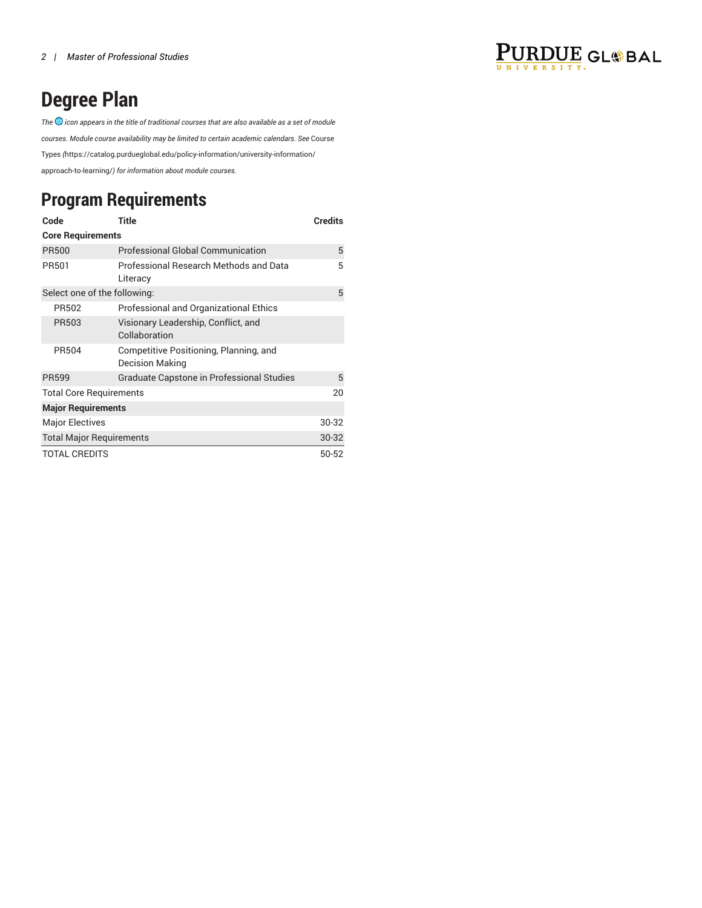# Degree Plan

*The* 🌐 *icon appears in the title of traditional courses that are also available as a set of module courses. Module course availability may be limited to certain academic calendars. See* Course Types (https://catalog.purdueglobal.edu/policy-information/university-information/approach-to-learning/) *for information about module courses.*

# Program Requirements

| Code | Title | Credits |
|---|---|---|
| **Core Requirements** | | |
| PR500 | Professional Global Communication | 5 |
| PR501 | Professional Research Methods and Data Literacy | 5 |
| Select one of the following: | | 5 |
| PR502 | Professional and Organizational Ethics | |
| PR503 | Visionary Leadership, Conflict, and Collaboration | |
| PR504 | Competitive Positioning, Planning, and Decision Making | |
| PR599 | Graduate Capstone in Professional Studies | 5 |
| Total Core Requirements | | 20 |
| **Major Requirements** | | |
| Major Electives | | 30-32 |
| Total Major Requirements | | 30-32 |
| TOTAL CREDITS | | 50-52 |